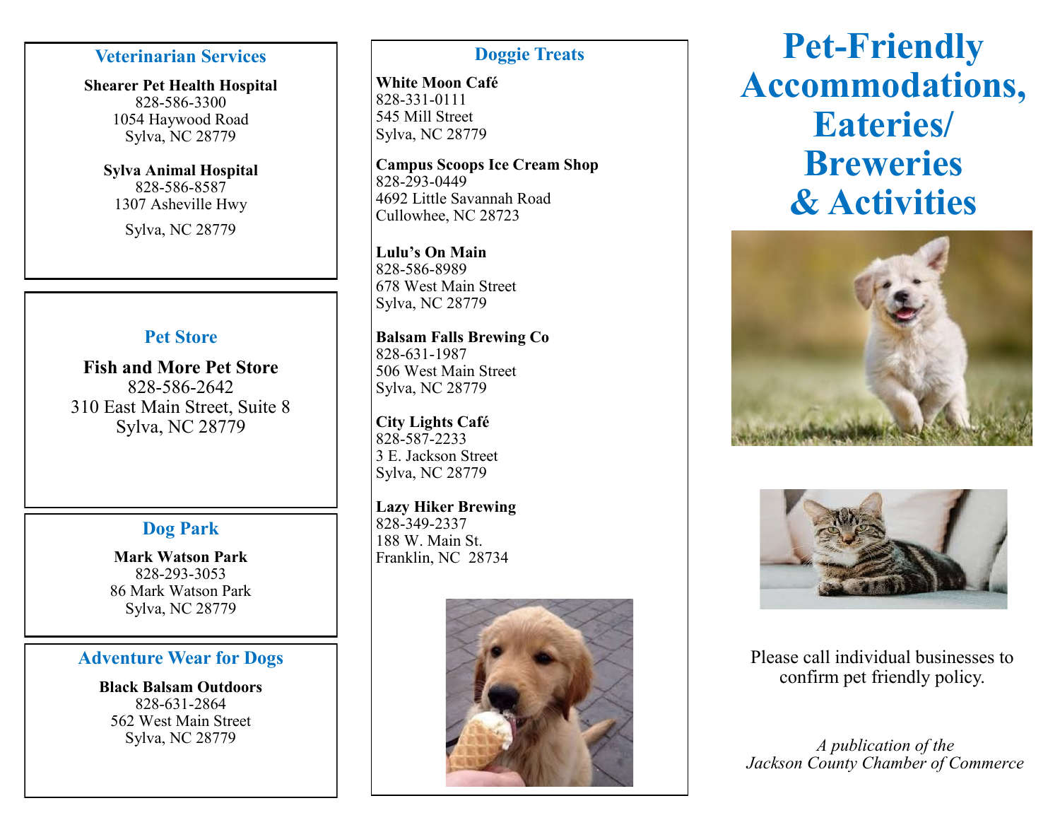## Veterinarian Services

**Shearer Pet Health Hospital**
828-586-3300
1054 Haywood Road
Sylva, NC 28779

**Sylva Animal Hospital**
828-586-8587
1307 Asheville Hwy
Sylva, NC 28779

## Pet Store

**Fish and More Pet Store**
828-586-2642
310 East Main Street, Suite 8
Sylva, NC 28779

## Dog Park

**Mark Watson Park**
828-293-3053
86 Mark Watson Park
Sylva, NC 28779

## Adventure Wear for Dogs

**Black Balsam Outdoors**
828-631-2864
562 West Main Street
Sylva, NC 28779

## Doggie Treats

**White Moon Café**
828-331-0111
545 Mill Street
Sylva, NC 28779

**Campus Scoops Ice Cream Shop**
828-293-0449
4692 Little Savannah Road
Cullowhee, NC 28723

**Lulu's On Main**
828-586-8989
678 West Main Street
Sylva, NC 28779

**Balsam Falls Brewing Co**
828-631-1987
506 West Main Street
Sylva, NC 28779

**City Lights Café**
828-587-2233
3 E. Jackson Street
Sylva, NC 28779

**Lazy Hiker Brewing**
828-349-2337
188 W. Main St.
Franklin, NC 28734

# Pet-Friendly Accommodations, Eateries/ Breweries & Activities

Please call individual businesses to confirm pet friendly policy.

*A publication of the Jackson County Chamber of Commerce*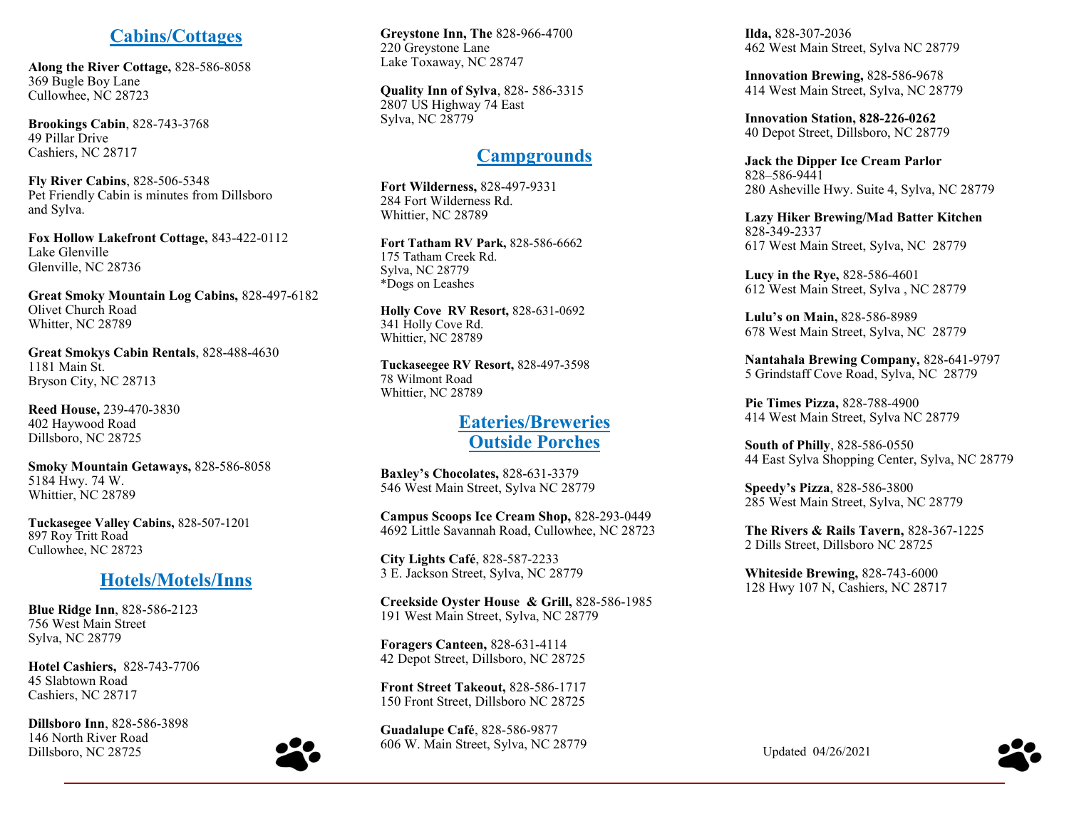## Cabins/Cottages

**Along the River Cottage,** 828-586-8058
369 Bugle Boy Lane
Cullowhee, NC 28723

**Brookings Cabin**, 828-743-3768
49 Pillar Drive
Cashiers, NC 28717

**Fly River Cabins**, 828-506-5348
Pet Friendly Cabin is minutes from Dillsboro and Sylva.

**Fox Hollow Lakefront Cottage,** 843-422-0112
Lake Glenville
Glenville, NC 28736

**Great Smoky Mountain Log Cabins,** 828-497-6182
Olivet Church Road
Whitter, NC 28789

**Great Smokys Cabin Rentals**, 828-488-4630
1181 Main St.
Bryson City, NC 28713

**Reed House,** 239-470-3830
402 Haywood Road
Dillsboro, NC 28725

**Smoky Mountain Getaways,** 828-586-8058
5184 Hwy. 74 W.
Whittier, NC 28789

**Tuckasegee Valley Cabins,** 828-507-1201
897 Roy Tritt Road
Cullowhee, NC 28723

## Hotels/Motels/Inns

**Blue Ridge Inn**, 828-586-2123
756 West Main Street
Sylva, NC 28779

**Hotel Cashiers,** 828-743-7706
45 Slabtown Road
Cashiers, NC 28717

**Dillsboro Inn**, 828-586-3898
146 North River Road
Dillsboro, NC 28725

**Greystone Inn, The** 828-966-4700
220 Greystone Lane
Lake Toxaway, NC 28747

**Quality Inn of Sylva**, 828- 586-3315
2807 US Highway 74 East
Sylva, NC 28779

## Campgrounds

**Fort Wilderness,** 828-497-9331
284 Fort Wilderness Rd.
Whittier, NC 28789

**Fort Tatham RV Park,** 828-586-6662
175 Tatham Creek Rd.
Sylva, NC 28779
*Dogs on Leashes

**Holly Cove RV Resort,** 828-631-0692
341 Holly Cove Rd.
Whittier, NC 28789

**Tuckaseegee RV Resort,** 828-497-3598
78 Wilmont Road
Whittier, NC 28789

## Eateries/Breweries Outside Porches

**Baxley's Chocolates,** 828-631-3379
546 West Main Street, Sylva NC 28779

**Campus Scoops Ice Cream Shop,** 828-293-0449
4692 Little Savannah Road, Cullowhee, NC 28723

**City Lights Café**, 828-587-2233
3 E. Jackson Street, Sylva, NC 28779

**Creekside Oyster House & Grill,** 828-586-1985
191 West Main Street, Sylva, NC 28779

**Foragers Canteen,** 828-631-4114
42 Depot Street, Dillsboro, NC 28725

**Front Street Takeout,** 828-586-1717
150 Front Street, Dillsboro NC 28725

**Guadalupe Café**, 828-586-9877
606 W. Main Street, Sylva, NC 28779

**Ilda,** 828-307-2036
462 West Main Street, Sylva NC 28779

**Innovation Brewing,** 828-586-9678
414 West Main Street, Sylva, NC 28779

**Innovation Station, 828-226-0262**
40 Depot Street, Dillsboro, NC 28779

**Jack the Dipper Ice Cream Parlor**
828–586-9441
280 Asheville Hwy. Suite 4, Sylva, NC 28779

**Lazy Hiker Brewing/Mad Batter Kitchen**
828-349-2337
617 West Main Street, Sylva, NC 28779

**Lucy in the Rye,** 828-586-4601
612 West Main Street, Sylva , NC 28779

**Lulu's on Main,** 828-586-8989
678 West Main Street, Sylva, NC 28779

**Nantahala Brewing Company,** 828-641-9797
5 Grindstaff Cove Road, Sylva, NC 28779

**Pie Times Pizza,** 828-788-4900
414 West Main Street, Sylva NC 28779

**South of Philly**, 828-586-0550
44 East Sylva Shopping Center, Sylva, NC 28779

**Speedy's Pizza**, 828-586-3800
285 West Main Street, Sylva, NC 28779

**The Rivers & Rails Tavern,** 828-367-1225
2 Dills Street, Dillsboro NC 28725

**Whiteside Brewing,** 828-743-6000
128 Hwy 107 N, Cashiers, NC 28717

Updated 04/26/2021